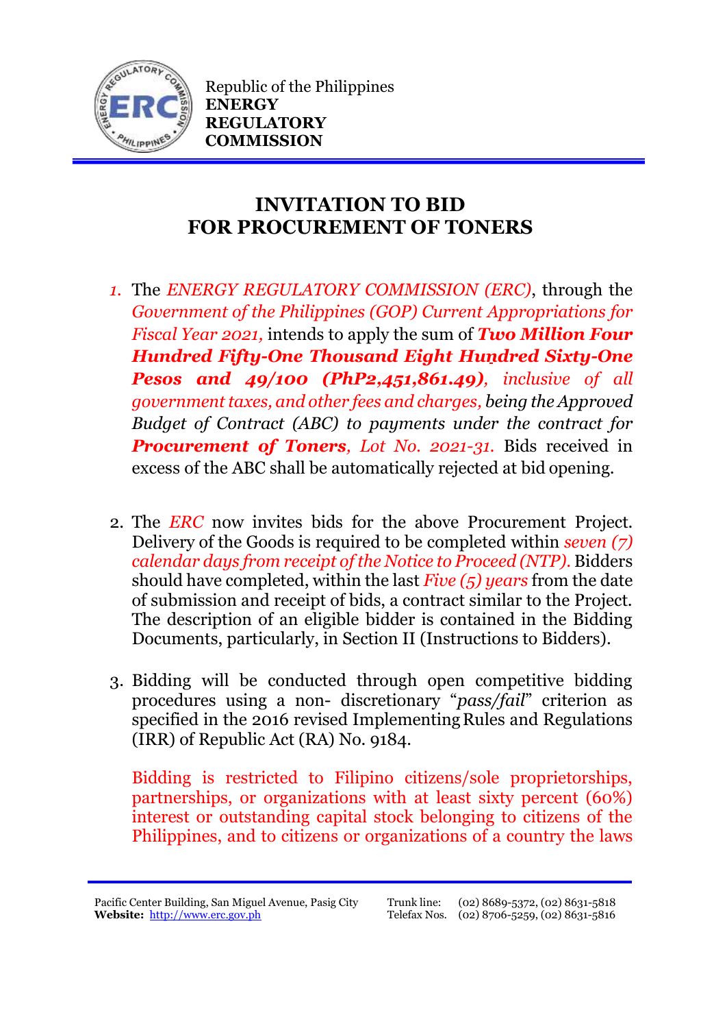Republic of the Philippines
**ENERGY REGULATORY COMMISSION**

# INVITATION TO BID FOR PROCUREMENT OF TONERS

1. The *ENERGY REGULATORY COMMISSION (ERC)*, through the *Government of the Philippines (GOP) Current Appropriations for Fiscal Year 2021,* intends to apply the sum of ***Two Million Four Hundred Fifty-One Thousand Eight Hundred Sixty-One Pesos and 49/100 (PhP2,451,861.49)****, inclusive of all government taxes, and other fees and charges,* *being the Approved Budget of Contract (ABC) to payments under the contract for* ***Procurement of Toners****, Lot No. 2021-31.* Bids received in excess of the ABC shall be automatically rejected at bid opening.

2. The *ERC* now invites bids for the above Procurement Project. Delivery of the Goods is required to be completed within *seven (7) calendar days from receipt of the Notice to Proceed (NTP).* Bidders should have completed, within the last *Five (5) years* from the date of submission and receipt of bids, a contract similar to the Project. The description of an eligible bidder is contained in the Bidding Documents, particularly, in Section II (Instructions to Bidders).

3. Bidding will be conducted through open competitive bidding procedures using a non- discretionary "*pass/fail*" criterion as specified in the 2016 revised Implementing Rules and Regulations (IRR) of Republic Act (RA) No. 9184.

   Bidding is restricted to Filipino citizens/sole proprietorships, partnerships, or organizations with at least sixty percent (60%) interest or outstanding capital stock belonging to citizens of the Philippines, and to citizens or organizations of a country the laws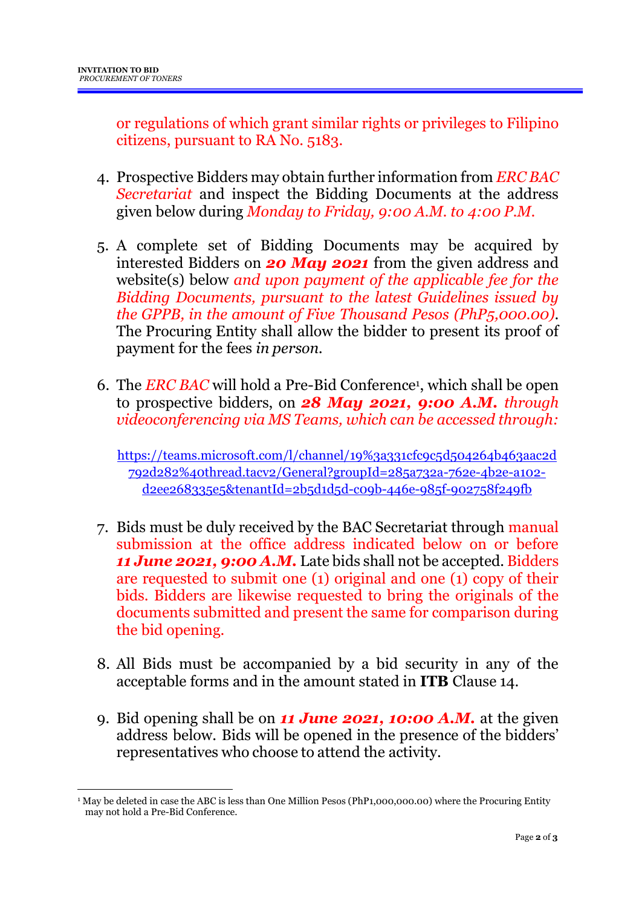or regulations of which grant similar rights or privileges to Filipino citizens, pursuant to RA No. 5183.

4. Prospective Bidders may obtain further information from *ERC BAC Secretariat* and inspect the Bidding Documents at the address given below during *Monday to Friday, 9:00 A.M. to 4:00 P.M.*

5. A complete set of Bidding Documents may be acquired by interested Bidders on ***20 May 2021*** from the given address and website(s) below *and upon payment of the applicable fee for the Bidding Documents, pursuant to the latest Guidelines issued by the GPPB, in the amount of Five Thousand Pesos (PhP5,000.00)*. The Procuring Entity shall allow the bidder to present its proof of payment for the fees *in person.*

6. The *ERC BAC* will hold a Pre-Bid Conference[1], which shall be open to prospective bidders, on ***28 May 2021, 9:00 A.M.*** *through videoconferencing via MS Teams, which can be accessed through:*

   https://teams.microsoft.com/l/channel/19%3a331cfc9c5d504264b463aac2d792d282%40thread.tacv2/General?groupId=285a732a-762e-4b2e-a102-d2ee268335e5&tenantId=2b5d1d5d-c09b-446e-985f-902758f249fb

7. Bids must be duly received by the BAC Secretariat through manual submission at the office address indicated below on or before ***11 June 2021, 9:00 A.M.*** Late bids shall not be accepted. Bidders are requested to submit one (1) original and one (1) copy of their bids. Bidders are likewise requested to bring the originals of the documents submitted and present the same for comparison during the bid opening.

8. All Bids must be accompanied by a bid security in any of the acceptable forms and in the amount stated in **ITB** Clause 14.

9. Bid opening shall be on ***11 June 2021, 10:00 A.M.*** at the given address below. Bids will be opened in the presence of the bidders' representatives who choose to attend the activity.

---

[1] May be deleted in case the ABC is less than One Million Pesos (PhP1,000,000.00) where the Procuring Entity may not hold a Pre-Bid Conference.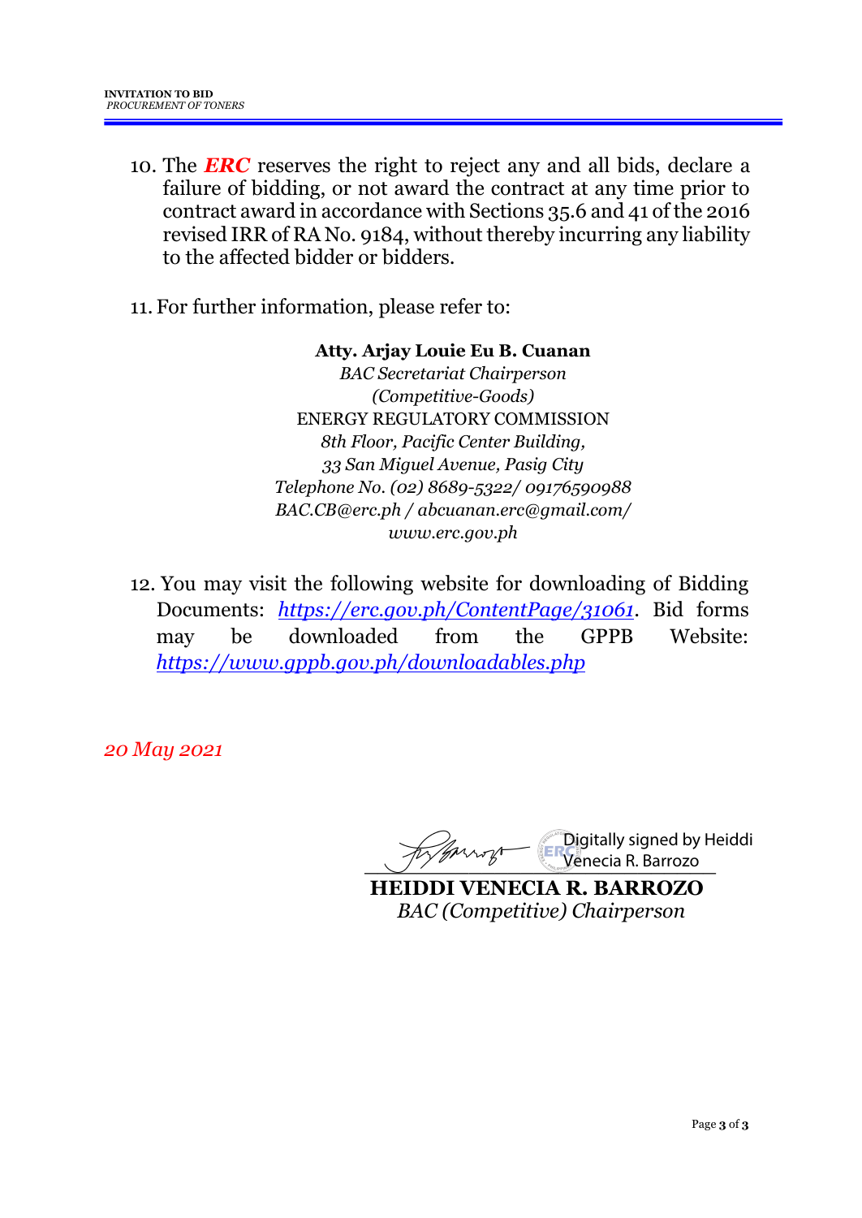10. The ***ERC*** reserves the right to reject any and all bids, declare a failure of bidding, or not award the contract at any time prior to contract award in accordance with Sections 35.6 and 41 of the 2016 revised IRR of RA No. 9184, without thereby incurring any liability to the affected bidder or bidders.

11. For further information, please refer to:

**Atty. Arjay Louie Eu B. Cuanan**
*BAC Secretariat Chairperson*
*(Competitive-Goods)*
ENERGY REGULATORY COMMISSION
*8th Floor, Pacific Center Building,*
*33 San Miguel Avenue, Pasig City*
*Telephone No. (02) 8689-5322/ 09176590988*
*BAC.CB@erc.ph / abcuanan.erc@gmail.com/*
*www.erc.gov.ph*

12. You may visit the following website for downloading of Bidding Documents: *https://erc.gov.ph/ContentPage/31061*. Bid forms may be downloaded from the GPPB Website: *https://www.gppb.gov.ph/downloadables.php*

*20 May 2021*

Digitally signed by Heiddi Venecia R. Barrozo

**HEIDDI VENECIA R. BARROZO**
*BAC (Competitive) Chairperson*